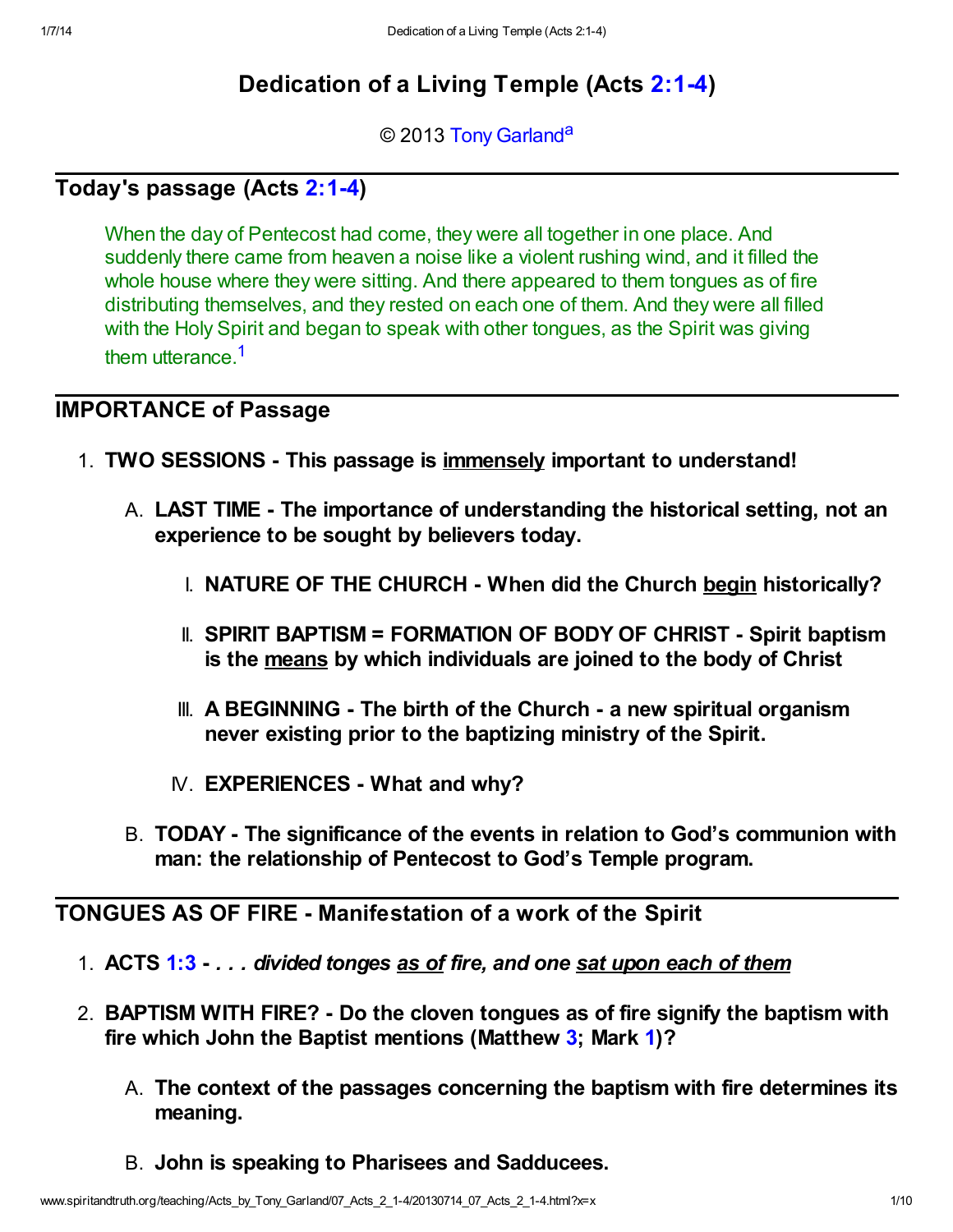# Dedication of a Living Temple (Acts 2:1-4)

© 2013 Tony Garland[a]

## Today's passage (Acts 2:1-4)

> When the day of Pentecost had come, they were all together in one place. And suddenly there came from heaven a noise like a violent rushing wind, and it filled the whole house where they were sitting. And there appeared to them tongues as of fire distributing themselves, and they rested on each one of them. And they were all filled with the Holy Spirit and began to speak with other tongues, as the Spirit was giving them utterance.[1]

## IMPORTANCE of Passage

1. **TWO SESSIONS - This passage is immensely important to understand!**
   A. **LAST TIME - The importance of understanding the historical setting, not an experience to be sought by believers today.**
      I. **NATURE OF THE CHURCH - When did the Church begin historically?**
      II. **SPIRIT BAPTISM = FORMATION OF BODY OF CHRIST - Spirit baptism is the means by which individuals are joined to the body of Christ**
      III. **A BEGINNING - The birth of the Church - a new spiritual organism never existing prior to the baptizing ministry of the Spirit.**
      IV. **EXPERIENCES - What and why?**
   B. **TODAY - The significance of the events in relation to God's communion with man: the relationship of Pentecost to God's Temple program.**

## TONGUES AS OF FIRE - Manifestation of a work of the Spirit

1. **ACTS 1:3 - *. . . divided tonges as of fire, and one sat upon each of them***
2. **BAPTISM WITH FIRE? - Do the cloven tongues as of fire signify the baptism with fire which John the Baptist mentions (Matthew 3; Mark 1)?**
   A. **The context of the passages concerning the baptism with fire determines its meaning.**
   B. **John is speaking to Pharisees and Sadducees.**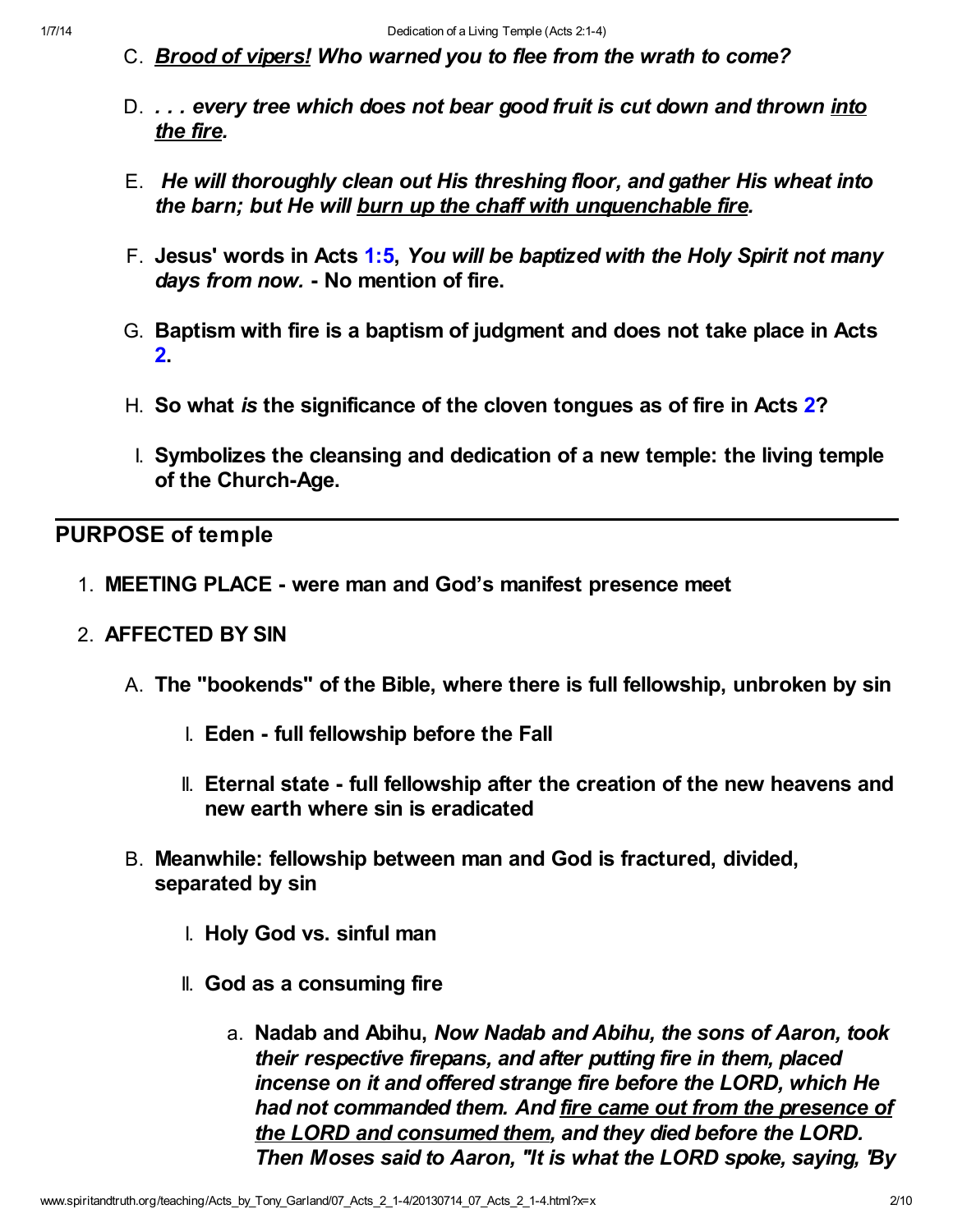C. ***Brood of vipers!*** ***Who warned you to flee from the wrath to come?***

D. ***. . . every tree which does not bear good fruit is cut down and thrown into the fire.***

E. ***He will thoroughly clean out His threshing floor, and gather His wheat into the barn; but He will burn up the chaff with unquenchable fire.***

F. **Jesus' words in Acts 1:5, *You will be baptized with the Holy Spirit not many days from now.* - No mention of fire.**

G. **Baptism with fire is a baptism of judgment and does not take place in Acts 2.**

H. **So what *is* the significance of the cloven tongues as of fire in Acts 2?**

I. **Symbolizes the cleansing and dedication of a new temple: the living temple of the Church-Age.**

---

## PURPOSE of temple

1. **MEETING PLACE - were man and God's manifest presence meet**

2. **AFFECTED BY SIN**

   A. **The "bookends" of the Bible, where there is full fellowship, unbroken by sin**

      I. **Eden - full fellowship before the Fall**

      II. **Eternal state - full fellowship after the creation of the new heavens and new earth where sin is eradicated**

   B. **Meanwhile: fellowship between man and God is fractured, divided, separated by sin**

      I. **Holy God vs. sinful man**

      II. **God as a consuming fire**

         a. **Nadab and Abihu, *Now Nadab and Abihu, the sons of Aaron, took their respective firepans, and after putting fire in them, placed incense on it and offered strange fire before the LORD, which He had not commanded them. And fire came out from the presence of the LORD and consumed them, and they died before the LORD. Then Moses said to Aaron, "It is what the LORD spoke, saying, 'By***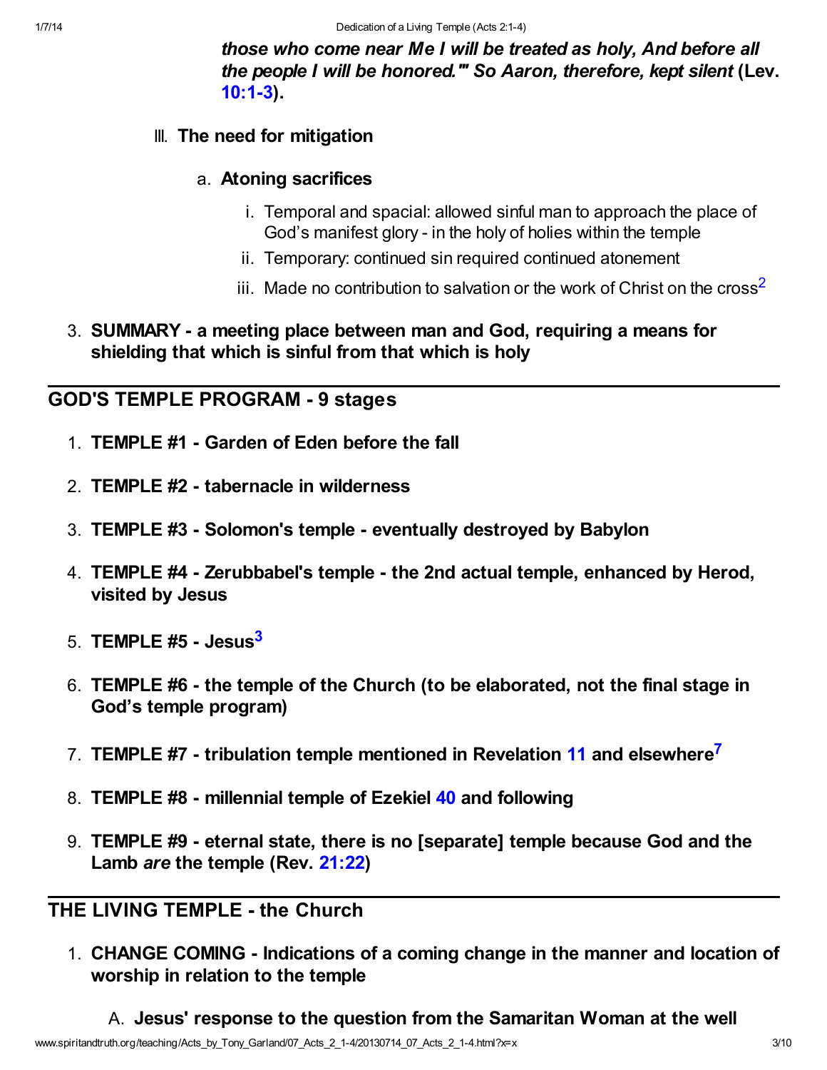***those who come near Me I will be treated as holy, And before all the people I will be honored."' So Aaron, therefore, kept silent*** **(Lev. 10:1-3).**

III. **The need for mitigation**

  a. **Atoning sacrifices**

    i. Temporal and spacial: allowed sinful man to approach the place of God's manifest glory - in the holy of holies within the temple

    ii. Temporary: continued sin required continued atonement

    iii. Made no contribution to salvation or the work of Christ on the cross[2]

3. **SUMMARY - a meeting place between man and God, requiring a means for shielding that which is sinful from that which is holy**

---

## GOD'S TEMPLE PROGRAM - 9 stages

1. **TEMPLE #1 - Garden of Eden before the fall**
2. **TEMPLE #2 - tabernacle in wilderness**
3. **TEMPLE #3 - Solomon's temple - eventually destroyed by Babylon**
4. **TEMPLE #4 - Zerubbabel's temple - the 2nd actual temple, enhanced by Herod, visited by Jesus**
5. **TEMPLE #5 - Jesus[3]**
6. **TEMPLE #6 - the temple of the Church (to be elaborated, not the final stage in God's temple program)**
7. **TEMPLE #7 - tribulation temple mentioned in Revelation 11 and elsewhere[7]**
8. **TEMPLE #8 - millennial temple of Ezekiel 40 and following**
9. **TEMPLE #9 - eternal state, there is no [separate] temple because God and the Lamb *are* the temple (Rev. 21:22)**

---

## THE LIVING TEMPLE - the Church

1. **CHANGE COMING - Indications of a coming change in the manner and location of worship in relation to the temple**

  A. **Jesus' response to the question from the Samaritan Woman at the well**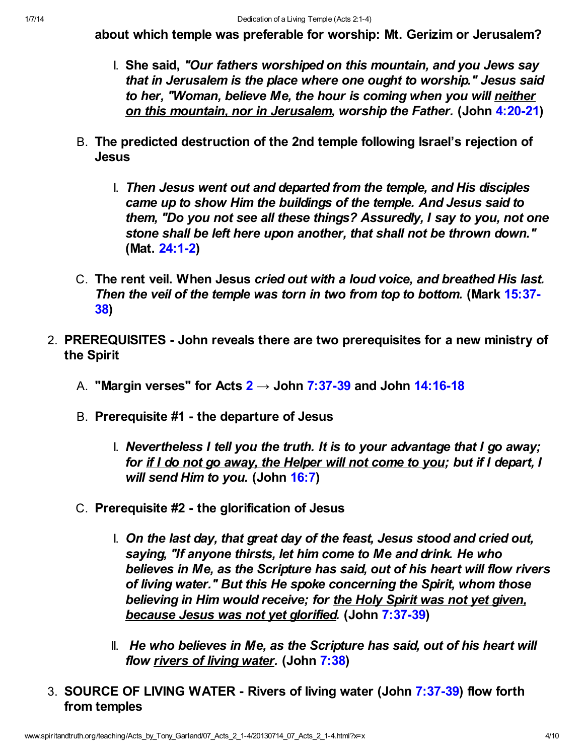**about which temple was preferable for worship: Mt. Gerizim or Jerusalem?**

I. **She said,** ***"Our fathers worshiped on this mountain, and you Jews say that in Jerusalem is the place where one ought to worship." Jesus said to her, "Woman, believe Me, the hour is coming when you will neither on this mountain, nor in Jerusalem, worship the Father.*** **(John 4:20-21)**

B. **The predicted destruction of the 2nd temple following Israel's rejection of Jesus**

I. ***Then Jesus went out and departed from the temple, and His disciples came up to show Him the buildings of the temple. And Jesus said to them, "Do you not see all these things? Assuredly, I say to you, not one stone shall be left here upon another, that shall not be thrown down."*** **(Mat. 24:1-2)**

C. **The rent veil. When Jesus** ***cried out with a loud voice, and breathed His last. Then the veil of the temple was torn in two from top to bottom.*** **(Mark 15:37-38)**

2. **PREREQUISITES - John reveals there are two prerequisites for a new ministry of the Spirit**

A. **"Margin verses" for Acts 2 → John 7:37-39 and John 14:16-18**

B. **Prerequisite #1 - the departure of Jesus**

I. ***Nevertheless I tell you the truth. It is to your advantage that I go away; for if I do not go away, the Helper will not come to you; but if I depart, I will send Him to you.*** **(John 16:7)**

C. **Prerequisite #2 - the glorification of Jesus**

I. ***On the last day, that great day of the feast, Jesus stood and cried out, saying, "If anyone thirsts, let him come to Me and drink. He who believes in Me, as the Scripture has said, out of his heart will flow rivers of living water." But this He spoke concerning the Spirit, whom those believing in Him would receive; for the Holy Spirit was not yet given, because Jesus was not yet glorified.*** **(John 7:37-39)**

II. ***He who believes in Me, as the Scripture has said, out of his heart will flow rivers of living water.*** **(John 7:38)**

3. **SOURCE OF LIVING WATER - Rivers of living water (John 7:37-39) flow forth from temples**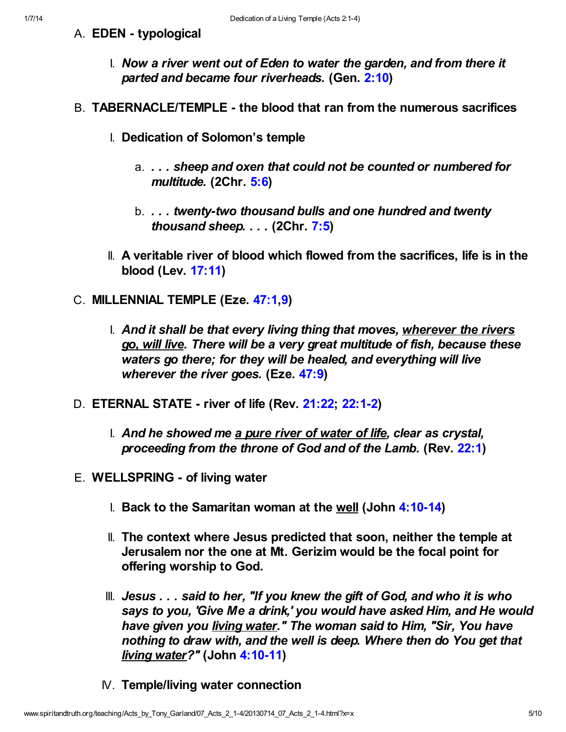A. **EDEN - typological**

   I. ***Now a river went out of Eden to water the garden, and from there it parted and became four riverheads.* (Gen. 2:10)**

B. **TABERNACLE/TEMPLE - the blood that ran from the numerous sacrifices**

   I. **Dedication of Solomon's temple**

      a. ***. . . sheep and oxen that could not be counted or numbered for multitude.* (2Chr. 5:6)**

      b. ***. . . twenty-two thousand bulls and one hundred and twenty thousand sheep. . . .* (2Chr. 7:5)**

   II. **A veritable river of blood which flowed from the sacrifices, life is in the blood (Lev. 17:11)**

C. **MILLENNIAL TEMPLE (Eze. 47:1,9)**

   I. ***And it shall be that every living thing that moves, <u>wherever the rivers go, will live</u>. There will be a very great multitude of fish, because these waters go there; for they will be healed, and everything will live wherever the river goes.* (Eze. 47:9)**

D. **ETERNAL STATE - river of life (Rev. 21:22; 22:1-2)**

   I. ***And he showed me <u>a pure river of water of life</u>, clear as crystal, proceeding from the throne of God and of the Lamb.* (Rev. 22:1)**

E. **WELLSPRING - of living water**

   I. **Back to the Samaritan woman at the <u>well</u> (John 4:10-14)**

   II. **The context where Jesus predicted that soon, neither the temple at Jerusalem nor the one at Mt. Gerizim would be the focal point for offering worship to God.**

   III. ***Jesus . . . said to her, "If you knew the gift of God, and who it is who says to you, 'Give Me a drink,' you would have asked Him, and He would have given you <u>living water</u>." The woman said to Him, "Sir, You have nothing to draw with, and the well is deep. Where then do You get that <u>living water</u>?"* (John 4:10-11)**

   IV. **Temple/living water connection**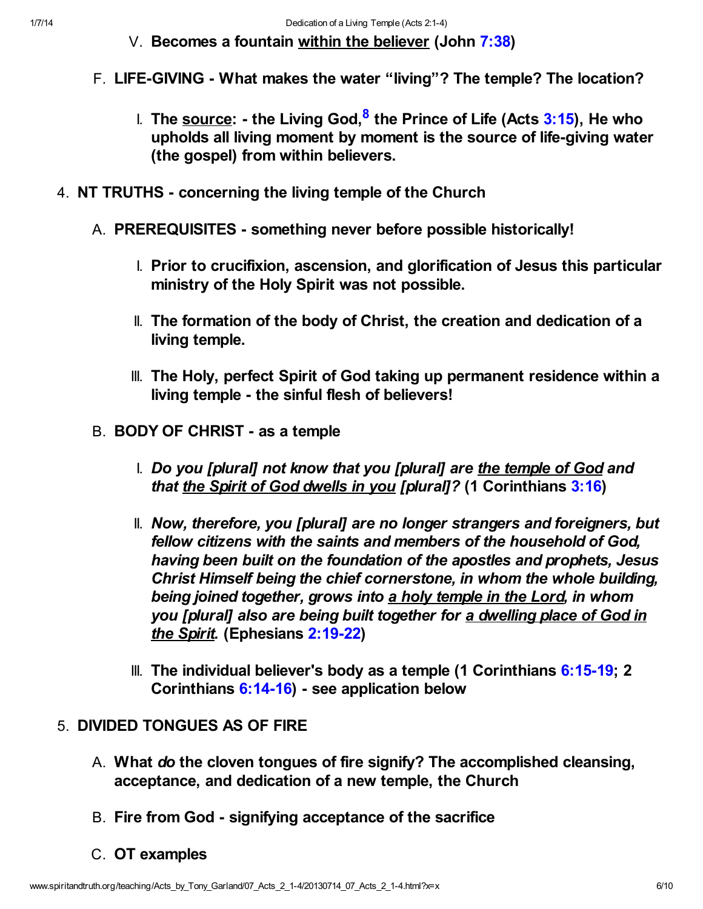V. **Becomes a fountain <u>within the believer</u> (John 7:38)**

F. **LIFE-GIVING - What makes the water "living"? The temple? The location?**

   I. **The <u>source</u>: - the Living God,[8] the Prince of Life (Acts 3:15), He who upholds all living moment by moment is the source of life-giving water (the gospel) from within believers.**

4. **NT TRUTHS - concerning the living temple of the Church**

   A. **PREREQUISITES - something never before possible historically!**

      I. **Prior to crucifixion, ascension, and glorification of Jesus this particular ministry of the Holy Spirit was not possible.**

      II. **The formation of the body of Christ, the creation and dedication of a living temple.**

      III. **The Holy, perfect Spirit of God taking up permanent residence within a living temple - the sinful flesh of believers!**

   B. **BODY OF CHRIST - as a temple**

      I. ***Do you [plural] not know that you [plural] are <u>the temple of God</u> and that <u>the Spirit of God dwells in you</u> [plural]?* (1 Corinthians 3:16)**

      II. ***Now, therefore, you [plural] are no longer strangers and foreigners, but fellow citizens with the saints and members of the household of God, having been built on the foundation of the apostles and prophets, Jesus Christ Himself being the chief cornerstone, in whom the whole building, being joined together, grows into <u>a holy temple in the Lord</u>, in whom you [plural] also are being built together for <u>a dwelling place of God in the Spirit</u>.* (Ephesians 2:19-22)**

      III. **The individual believer's body as a temple (1 Corinthians 6:15-19; 2 Corinthians 6:14-16) - see application below**

5. **DIVIDED TONGUES AS OF FIRE**

   A. **What *do* the cloven tongues of fire signify? The accomplished cleansing, acceptance, and dedication of a new temple, the Church**

   B. **Fire from God - signifying acceptance of the sacrifice**

   C. **OT examples**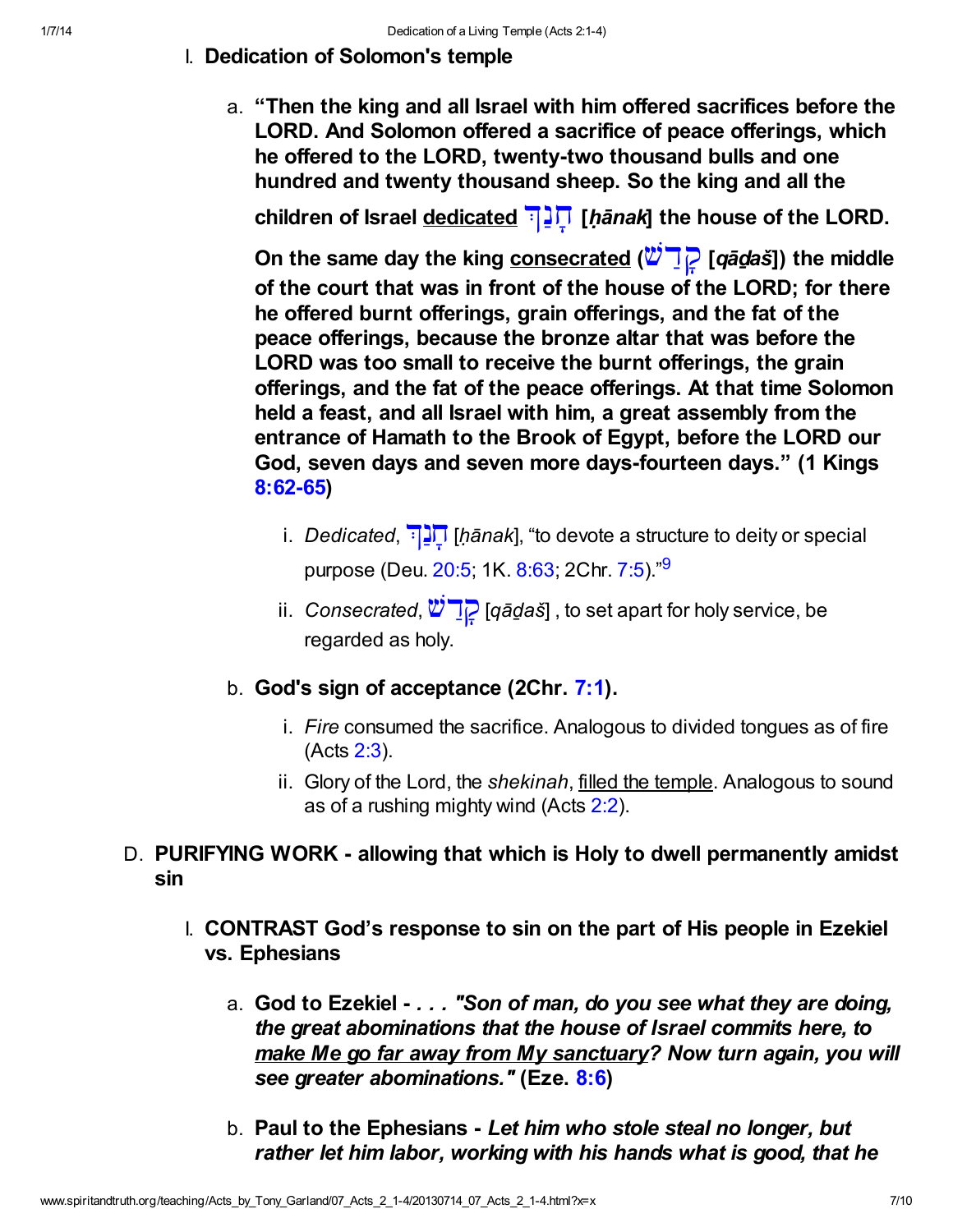I. **Dedication of Solomon's temple**

   a. **"Then the king and all Israel with him offered sacrifices before the LORD. And Solomon offered a sacrifice of peace offerings, which he offered to the LORD, twenty-two thousand bulls and one hundred and twenty thousand sheep. So the king and all the children of Israel <u>dedicated</u> חָנַךְ [*ḥānak*] the house of the LORD. On the same day the king <u>consecrated</u> (קָדַשׁ [*qāḏaš*]) the middle of the court that was in front of the house of the LORD; for there he offered burnt offerings, grain offerings, and the fat of the peace offerings, because the bronze altar that was before the LORD was too small to receive the burnt offerings, the grain offerings, and the fat of the peace offerings. At that time Solomon held a feast, and all Israel with him, a great assembly from the entrance of Hamath to the Brook of Egypt, before the LORD our God, seven days and seven more days-fourteen days." (1 Kings 8:62-65)**

      i. *Dedicated*, חָנַךְ [*ḥānak*], "to devote a structure to deity or special purpose (Deu. 20:5; 1K. 8:63; 2Chr. 7:5)."[9]

      ii. *Consecrated*, קָדַשׁ [*qāḏaš*] , to set apart for holy service, be regarded as holy.

   b. **God's sign of acceptance (2Chr. 7:1).**

      i. *Fire* consumed the sacrifice. Analogous to divided tongues as of fire (Acts 2:3).

      ii. Glory of the Lord, the *shekinah*, <u>filled the temple</u>. Analogous to sound as of a rushing mighty wind (Acts 2:2).

D. **PURIFYING WORK - allowing that which is Holy to dwell permanently amidst sin**

I. **CONTRAST God's response to sin on the part of His people in Ezekiel vs. Ephesians**

   a. **God to Ezekiel - *. . . "Son of man, do you see what they are doing, the great abominations that the house of Israel commits here, to <u>make Me go far away from My sanctuary</u>? Now turn again, you will see greater abominations."* (Eze. 8:6)**

   b. **Paul to the Ephesians - *Let him who stole steal no longer, but rather let him labor, working with his hands what is good, that he***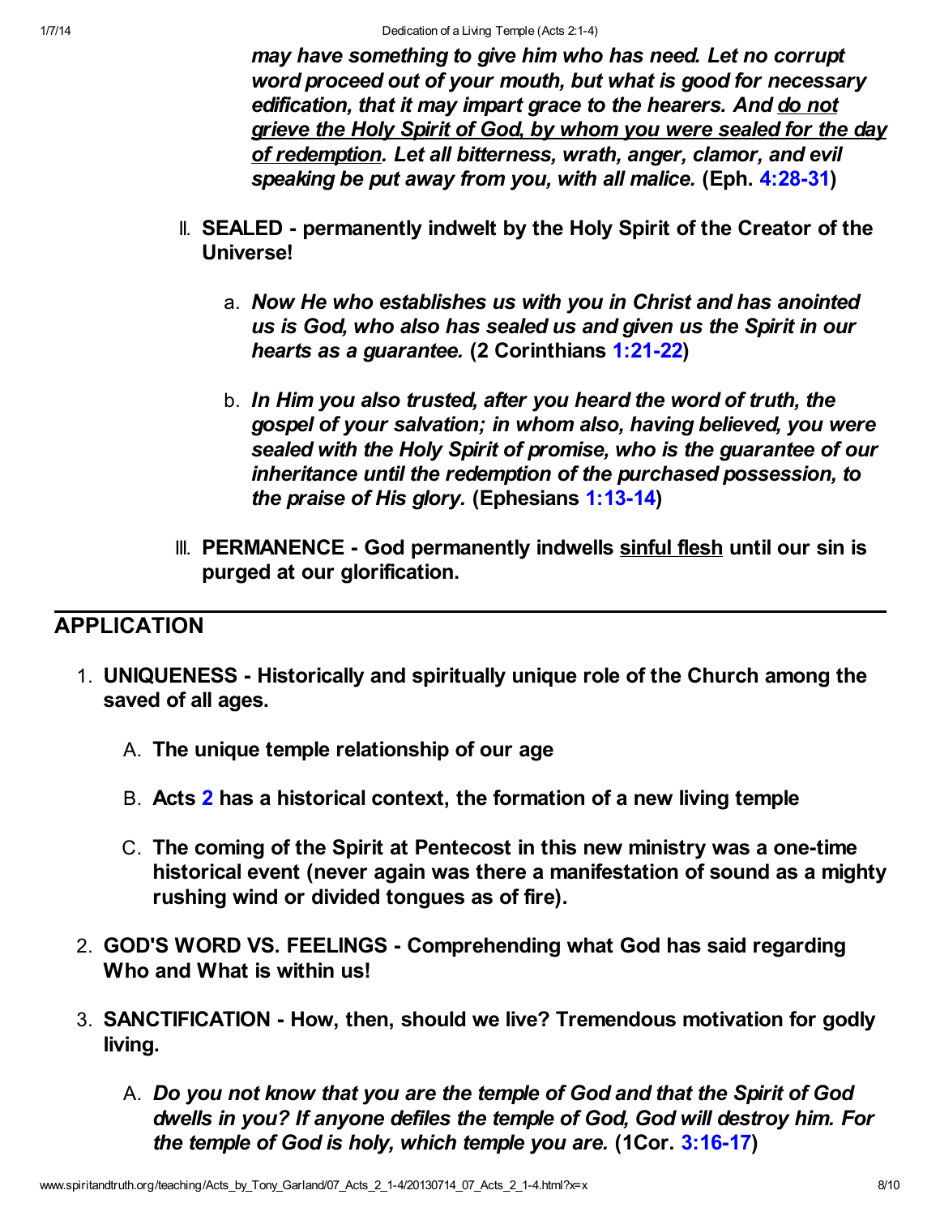*may have something to give him who has need. Let no corrupt word proceed out of your mouth, but what is good for necessary edification, that it may impart grace to the hearers. And <u>do not grieve the Holy Spirit of God, by whom you were sealed for the day of redemption</u>. Let all bitterness, wrath, anger, clamor, and evil speaking be put away from you, with all malice.* **(Eph. 4:28-31)**

II. **SEALED - permanently indwelt by the Holy Spirit of the Creator of the Universe!**

   a. ***Now He who establishes us with you in Christ and has anointed us is God, who also has sealed us and given us the Spirit in our hearts as a guarantee.*** **(2 Corinthians 1:21-22)**

   b. ***In Him you also trusted, after you heard the word of truth, the gospel of your salvation; in whom also, having believed, you were sealed with the Holy Spirit of promise, who is the guarantee of our inheritance until the redemption of the purchased possession, to the praise of His glory.*** **(Ephesians 1:13-14)**

III. **PERMANENCE - God permanently indwells <u>sinful flesh</u> until our sin is purged at our glorification.**

## APPLICATION

1. **UNIQUENESS - Historically and spiritually unique role of the Church among the saved of all ages.**

   A. **The unique temple relationship of our age**

   B. **Acts 2 has a historical context, the formation of a new living temple**

   C. **The coming of the Spirit at Pentecost in this new ministry was a one-time historical event (never again was there a manifestation of sound as a mighty rushing wind or divided tongues as of fire).**

2. **GOD'S WORD VS. FEELINGS - Comprehending what God has said regarding Who and What is within us!**

3. **SANCTIFICATION - How, then, should we live? Tremendous motivation for godly living.**

   A. ***Do you not know that you are the temple of God and that the Spirit of God dwells in you? If anyone defiles the temple of God, God will destroy him. For the temple of God is holy, which temple you are.*** **(1Cor. 3:16-17)**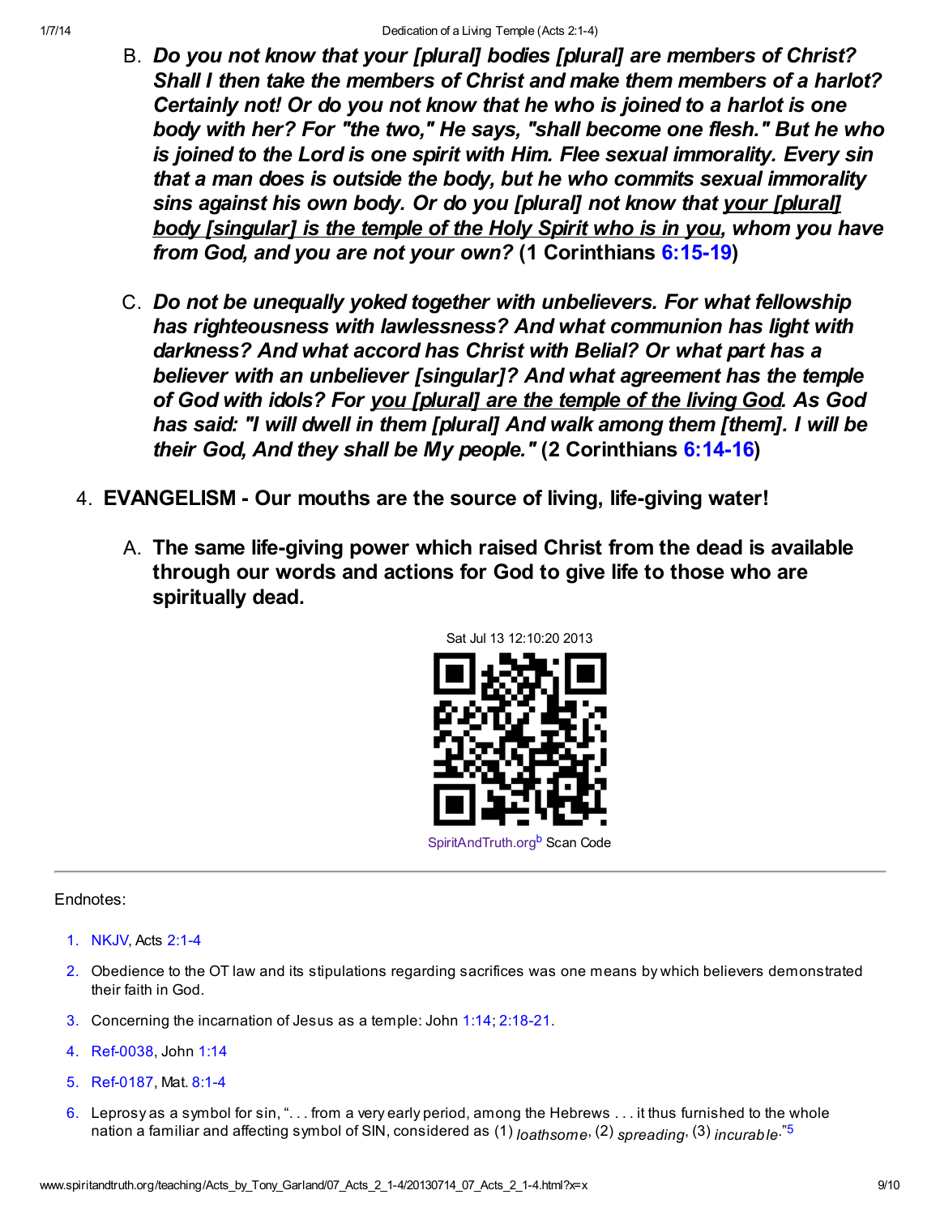B. ***Do you not know that your [plural] bodies [plural] are members of Christ? Shall I then take the members of Christ and make them members of a harlot? Certainly not! Or do you not know that he who is joined to a harlot is one body with her? For "the two," He says, "shall become one flesh." But he who is joined to the Lord is one spirit with Him. Flee sexual immorality. Every sin that a man does is outside the body, but he who commits sexual immorality sins against his own body. Or do you [plural] not know that <u>your [plural] body [singular] is the temple of the Holy Spirit who is in you</u>, whom you have from God, and you are not your own?*** **(1 Corinthians 6:15-19)**

C. ***Do not be unequally yoked together with unbelievers. For what fellowship has righteousness with lawlessness? And what communion has light with darkness? And what accord has Christ with Belial? Or what part has a believer with an unbeliever [singular]? And what agreement has the temple of God with idols? For <u>you [plural] are the temple of the living God</u>. As God has said: "I will dwell in them [plural] And walk among them [them]. I will be their God, And they shall be My people."*** **(2 Corinthians 6:14-16)**

4. **EVANGELISM - Our mouths are the source of living, life-giving water!**

   A. **The same life-giving power which raised Christ from the dead is available through our words and actions for God to give life to those who are spiritually dead.**

Sat Jul 13 12:10:20 2013

SpiritAndTruth.org[b] Scan Code

---

Endnotes:

1. NKJV, Acts 2:1-4
2. Obedience to the OT law and its stipulations regarding sacrifices was one means by which believers demonstrated their faith in God.
3. Concerning the incarnation of Jesus as a temple: John 1:14; 2:18-21.
4. Ref-0038, John 1:14
5. Ref-0187, Mat. 8:1-4
6. Leprosy as a symbol for sin, ". . . from a very early period, among the Hebrews . . . it thus furnished to the whole nation a familiar and affecting symbol of SIN, considered as (1) *loathsome*, (2) *spreading*, (3) *incurable*."[5]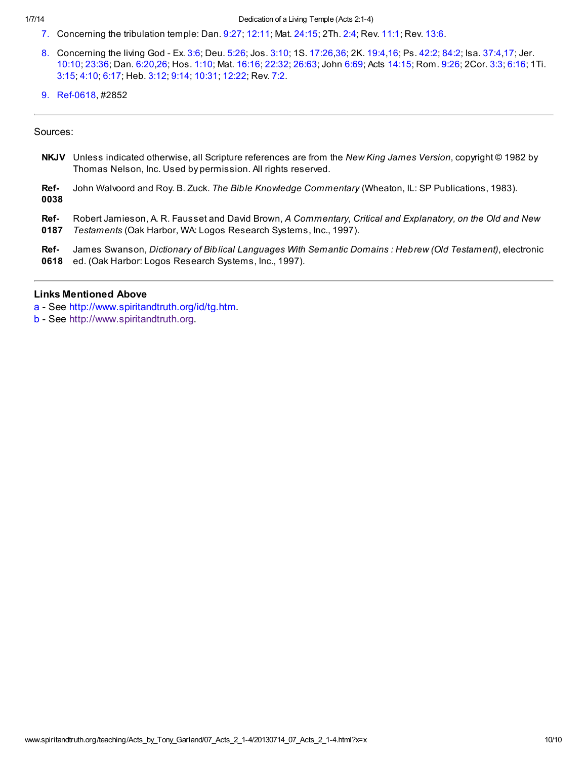7. Concerning the tribulation temple: Dan. 9:27; 12:11; Mat. 24:15; 2Th. 2:4; Rev. 11:1; Rev. 13:6.
8. Concerning the living God - Ex. 3:6; Deu. 5:26; Jos. 3:10; 1S. 17:26,36; 2K. 19:4,16; Ps. 42:2; 84:2; Isa. 37:4,17; Jer. 10:10; 23:36; Dan. 6:20,26; Hos. 1:10; Mat. 16:16; 22:32; 26:63; John 6:69; Acts 14:15; Rom. 9:26; 2Cor. 3:3; 6:16; 1Ti. 3:15; 4:10; 6:17; Heb. 3:12; 9:14; 10:31; 12:22; Rev. 7:2.
9. Ref-0618, #2852

---

Sources:

**NKJV** Unless indicated otherwise, all Scripture references are from the *New King James Version*, copyright © 1982 by Thomas Nelson, Inc. Used by permission. All rights reserved.

**Ref-0038** John Walvoord and Roy. B. Zuck. *The Bible Knowledge Commentary* (Wheaton, IL: SP Publications, 1983).

**Ref-0187** Robert Jamieson, A. R. Fausset and David Brown, *A Commentary, Critical and Explanatory, on the Old and New Testaments* (Oak Harbor, WA: Logos Research Systems, Inc., 1997).

**Ref-0618** James Swanson, *Dictionary of Biblical Languages With Semantic Domains : Hebrew (Old Testament)*, electronic ed. (Oak Harbor: Logos Research Systems, Inc., 1997).

---

### Links Mentioned Above

a - See http://www.spiritandtruth.org/id/tg.htm.
b - See http://www.spiritandtruth.org.